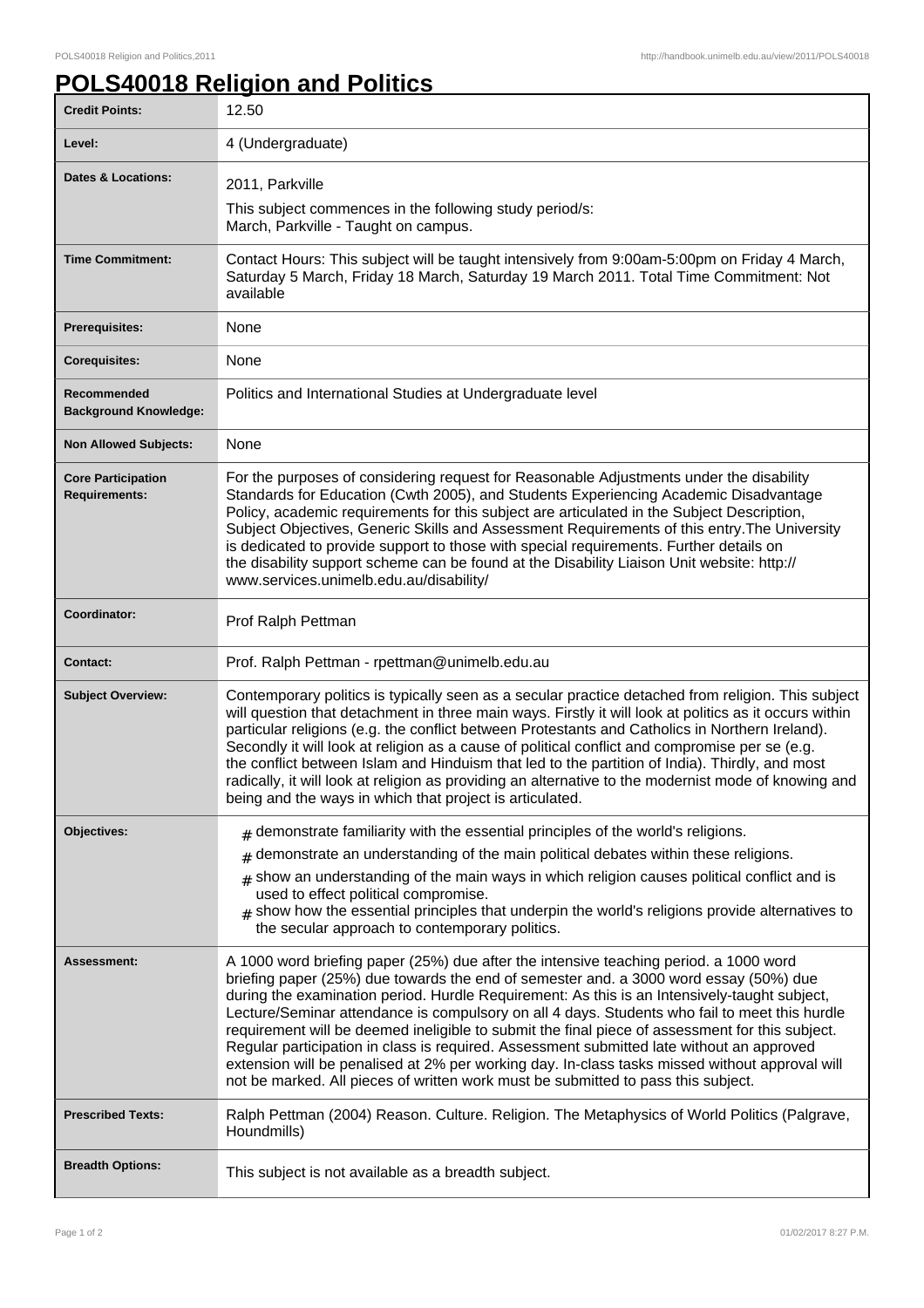# POLS40018 Religion and Politics

| | |
|---|---|
| **Credit Points:** | 12.50 |
| **Level:** | 4 (Undergraduate) |
| **Dates & Locations:** | 2011, Parkville<br>This subject commences in the following study period/s:<br>March, Parkville - Taught on campus. |
| **Time Commitment:** | Contact Hours: This subject will be taught intensively from 9:00am-5:00pm on Friday 4 March, Saturday 5 March, Friday 18 March, Saturday 19 March 2011. Total Time Commitment: Not available |
| **Prerequisites:** | None |
| **Corequisites:** | None |
| **Recommended Background Knowledge:** | Politics and International Studies at Undergraduate level |
| **Non Allowed Subjects:** | None |
| **Core Participation Requirements:** | For the purposes of considering request for Reasonable Adjustments under the disability Standards for Education (Cwth 2005), and Students Experiencing Academic Disadvantage Policy, academic requirements for this subject are articulated in the Subject Description, Subject Objectives, Generic Skills and Assessment Requirements of this entry.The University is dedicated to provide support to those with special requirements. Further details on the disability support scheme can be found at the Disability Liaison Unit website: http://www.services.unimelb.edu.au/disability/ |
| **Coordinator:** | Prof Ralph Pettman |
| **Contact:** | Prof. Ralph Pettman - rpettman@unimelb.edu.au |
| **Subject Overview:** | Contemporary politics is typically seen as a secular practice detached from religion. This subject will question that detachment in three main ways. Firstly it will look at politics as it occurs within particular religions (e.g. the conflict between Protestants and Catholics in Northern Ireland). Secondly it will look at religion as a cause of political conflict and compromise per se (e.g. the conflict between Islam and Hinduism that led to the partition of India). Thirdly, and most radically, it will look at religion as providing an alternative to the modernist mode of knowing and being and the ways in which that project is articulated. |
| **Objectives:** | # demonstrate familiarity with the essential principles of the world's religions.<br># demonstrate an understanding of the main political debates within these religions.<br># show an understanding of the main ways in which religion causes political conflict and is used to effect political compromise.<br># show how the essential principles that underpin the world's religions provide alternatives to the secular approach to contemporary politics. |
| **Assessment:** | A 1000 word briefing paper (25%) due after the intensive teaching period. a 1000 word briefing paper (25%) due towards the end of semester and. a 3000 word essay (50%) due during the examination period. Hurdle Requirement: As this is an Intensively-taught subject, Lecture/Seminar attendance is compulsory on all 4 days. Students who fail to meet this hurdle requirement will be deemed ineligible to submit the final piece of assessment for this subject. Regular participation in class is required. Assessment submitted late without an approved extension will be penalised at 2% per working day. In-class tasks missed without approval will not be marked. All pieces of written work must be submitted to pass this subject. |
| **Prescribed Texts:** | Ralph Pettman (2004) Reason. Culture. Religion. The Metaphysics of World Politics (Palgrave, Houndmills) |
| **Breadth Options:** | This subject is not available as a breadth subject. |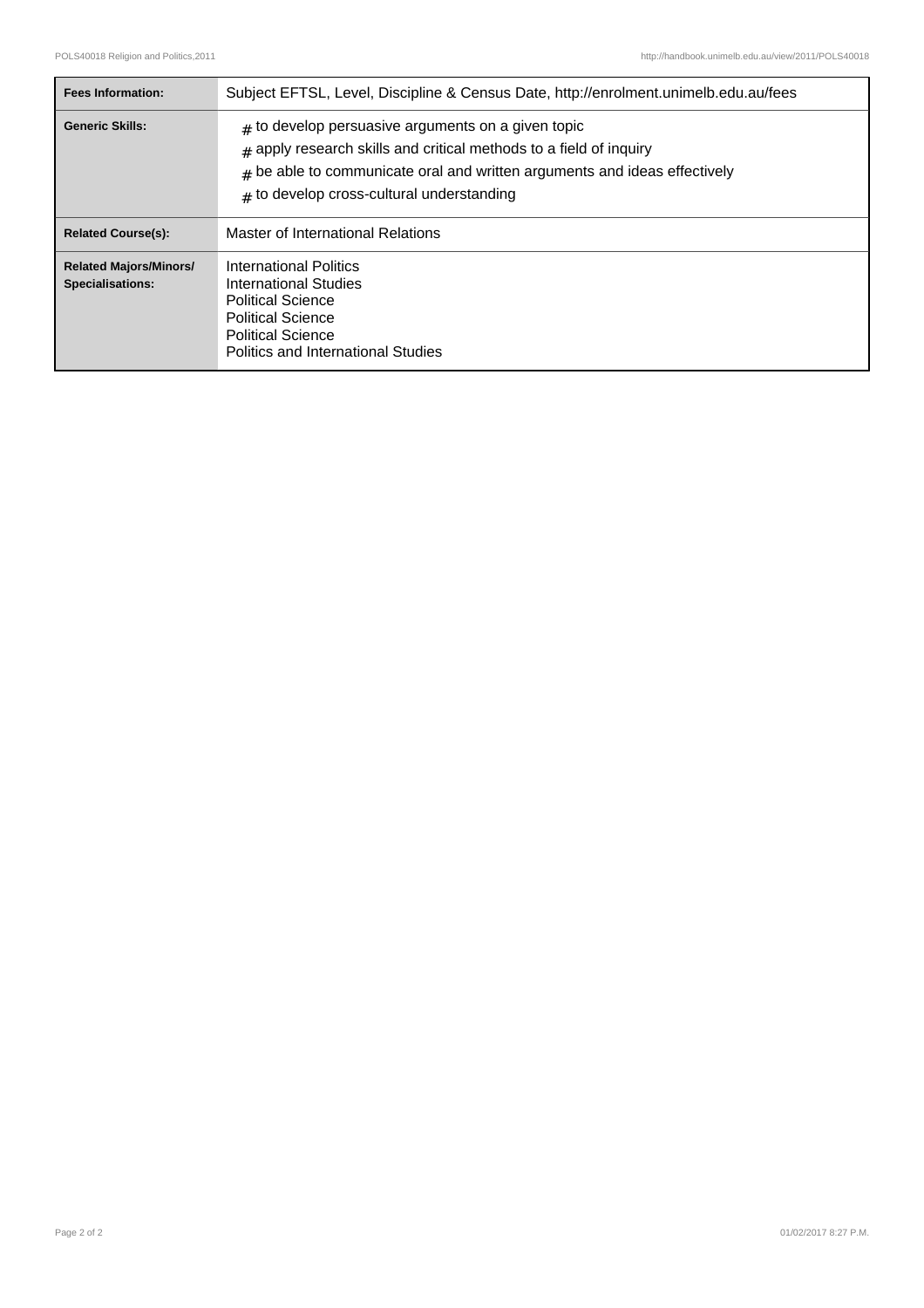| | |
|---|---|
| **Fees Information:** | Subject EFTSL, Level, Discipline & Census Date, http://enrolment.unimelb.edu.au/fees |
| **Generic Skills:** | # to develop persuasive arguments on a given topic<br># apply research skills and critical methods to a field of inquiry<br># be able to communicate oral and written arguments and ideas effectively<br># to develop cross-cultural understanding |
| **Related Course(s):** | Master of International Relations |
| **Related Majors/Minors/ Specialisations:** | International Politics<br>International Studies<br>Political Science<br>Political Science<br>Political Science<br>Politics and International Studies |